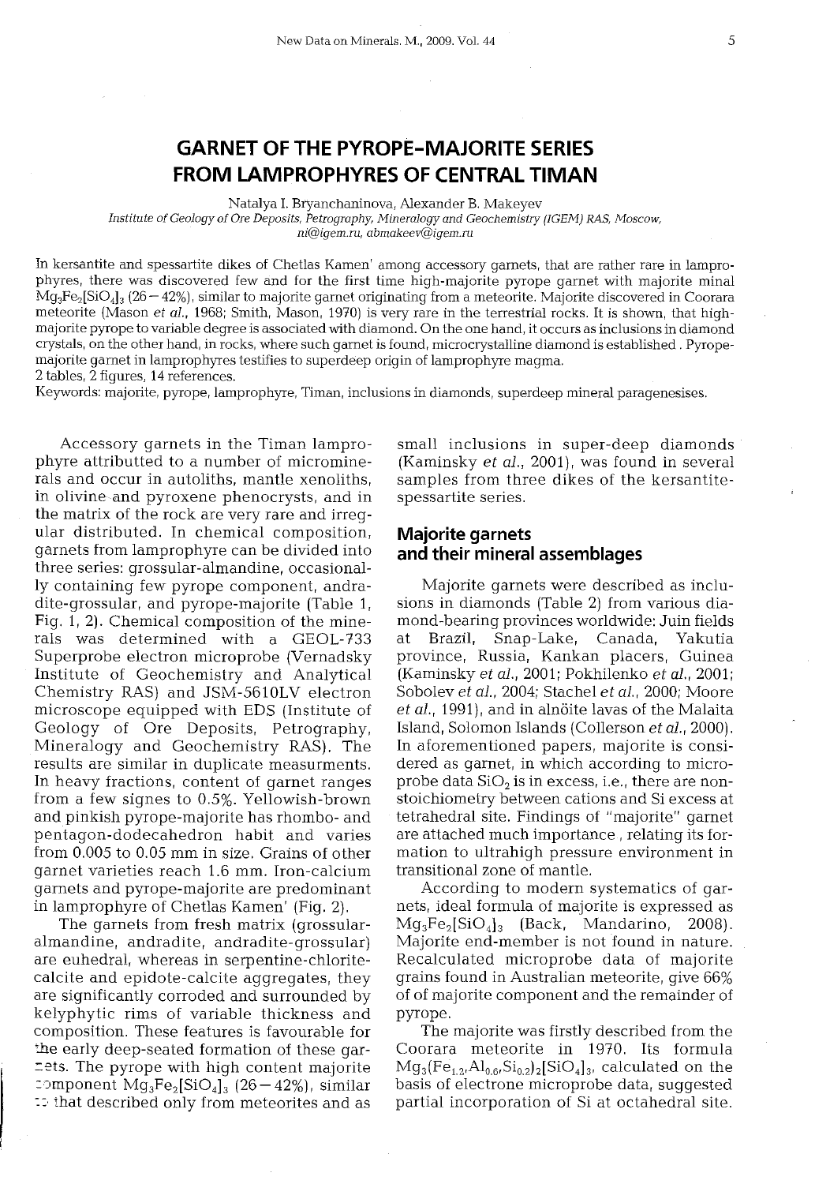# GARNET OF THE PYROPE-MAJORITE SERIES FROM LAMPROPHYRES OF CENTRAL TIMAN

Natalya I. Bryanchaninova, Alexander B. Makeyev

*Institute of Geology of Ore Deposits, Petrography, Mineralogy and Geochemistry (IGEM) RAS, Moscow, ni@igem.ru, abmakeev@igem.ru*

In kersantite and spessartite dikes of Chetlas Kamen' among accessory garnets, that are rather rare in lamprophyres, there was discovered few and for the first time high-majorite pyrope garnet with majorite minal $Mg_3Fe_2[SiO_4]_3$ (26 – 42%), similar to majorite garnet originating from a meteorite. Majorite discovered in Coorara meteorite (Mason *et al.*, 1968; Smith, Mason, 1970) is very rare in the terrestrial rocks. It is shown, that high-majorite pyrope to variable degree is associated with diamond. On the one hand, it occurs as inclusions in diamond crystals, on the other hand, in rocks, where such garnet is found, microcrystalline diamond is established. Pyrope-majorite garnet in lamprophyres testifies to superdeep origin of lamprophyre magma.

2 tables, 2 figures, 14 references.

Keywords: majorite, pyrope, lamprophyre, Timan, inclusions in diamonds, superdeep mineral paragenesises.

Accessory garnets in the Timan lamprophyre attributted to a number of microminerals and occur in autoliths, mantle xenoliths, in olivine and pyroxene phenocrysts, and in the matrix of the rock are very rare and irregular distributed. In chemical composition, garnets from lamprophyre can be divided into three series: grossular-almandine, occasionally containing few pyrope component, andradite-grossular, and pyrope-majorite (Table 1, Fig. 1, 2). Chemical composition of the minerals was determined with a GEOL-733 Superprobe electron microprobe (Vernadsky Institute of Geochemistry and Analytical Chemistry RAS) and JSM-5610LV electron microscope equipped with EDS (Institute of Geology of Ore Deposits, Petrography, Mineralogy and Geochemistry RAS). The results are similar in duplicate measurments. In heavy fractions, content of garnet ranges from a few signes to 0.5%. Yellowish-brown and pinkish pyrope-majorite has rhombo- and pentagon-dodecahedron habit and varies from 0.005 to 0.05 mm in size. Grains of other garnet varieties reach 1.6 mm. Iron-calcium garnets and pyrope-majorite are predominant in lamprophyre of Chetlas Kamen' (Fig. 2).

The garnets from fresh matrix (grossular-almandine, andradite, andradite-grossular) are euhedral, whereas in serpentine-chlorite-calcite and epidote-calcite aggregates, they are significantly corroded and surrounded by kelyphytic rims of variable thickness and composition. These features is favourable for the early deep-seated formation of these garnets. The pyrope with high content majorite component $Mg_3Fe_2[SiO_4]_3$ (26 – 42%), similar to that described only from meteorites and as small inclusions in super-deep diamonds (Kaminsky *et al.*, 2001), was found in several samples from three dikes of the kersantite-spessartite series.

## Majorite garnets and their mineral assemblages

Majorite garnets were described as inclusions in diamonds (Table 2) from various diamond-bearing provinces worldwide: Juin fields at Brazil, Snap-Lake, Canada, Yakutia province, Russia, Kankan placers, Guinea (Kaminsky *et al.*, 2001; Pokhilenko *et al.*, 2001; Sobolev *et al.*, 2004; Stachel *et al.*, 2000; Moore *et al.*, 1991), and in alnöite lavas of the Malaita Island, Solomon Islands (Collerson *et al.*, 2000). In aforementioned papers, majorite is considered as garnet, in which according to microprobe data $SiO_2$ is in excess, i.e., there are non-stoichiometry between cations and Si excess at tetrahedral site. Findings of "majorite" garnet are attached much importance , relating its formation to ultrahigh pressure environment in transitional zone of mantle.

According to modern systematics of garnets, ideal formula of majorite is expressed as $Mg_3Fe_2[SiO_4]_3$ (Back, Mandarino, 2008). Majorite end-member is not found in nature. Recalculated microprobe data of majorite grains found in Australian meteorite, give 66% of of majorite component and the remainder of pyrope.

The majorite was firstly described from the Coorara meteorite in 1970. Its formula $Mg_3(Fe_{1.2},Al_{0.6},Si_{0.2})_2[SiO_4]_3$, calculated on the basis of electrone microprobe data, suggested partial incorporation of Si at octahedral site.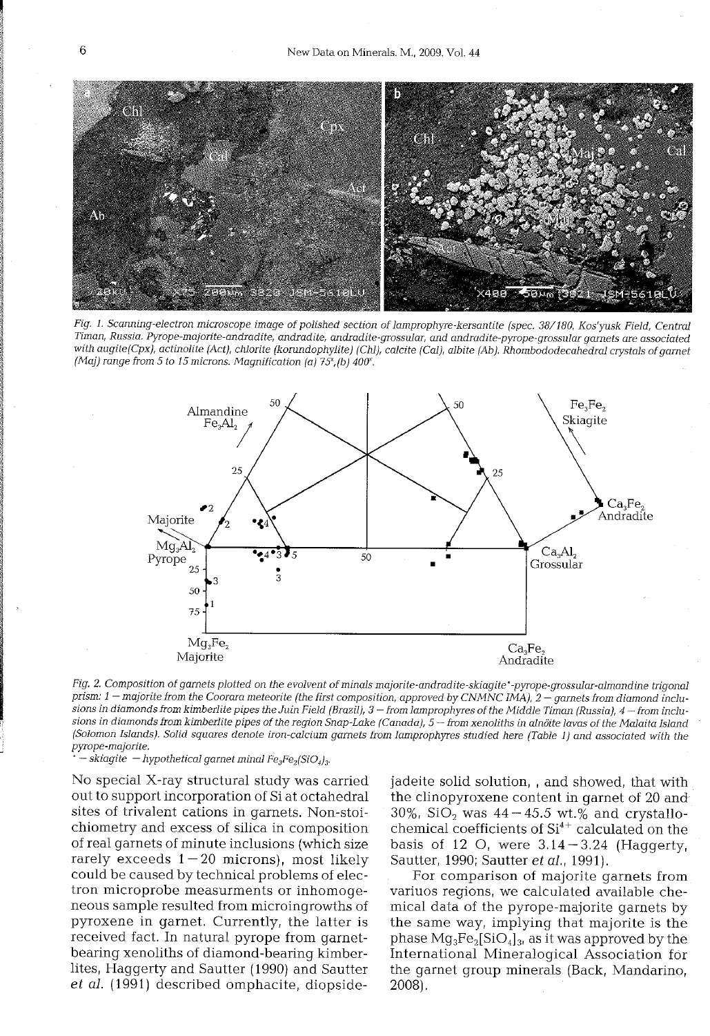Fig. 1. Scanning-electron microscope image of polished section of lamprophyre-kersantite (spec. 38/180, Kos'yusk Field, Central Timan, Russia. Pyrope-majorite-andradite, andradite, andradite-grossular, and andradite-pyrope-grossular garnets are associated with augite(Cpx), actinolite (Act), chlorite (korundophylite) (Chl), calcite (Cal), albite (Ab). Rhombododecahedral crystals of garnet (Maj) range from 5 to 15 microns. Magnification (a) 75ˣ, (b) 400ˣ.

Fig. 2. Composition of garnets plotted on the evolvent of minals majorite-andradite-skiagite*-pyrope-grossular-almandine trigonal prism: 1 – majorite from the Coorara meteorite (the first composition, approved by CNMNC IMA), 2 – garnets from diamond inclusions in diamonds from kimberlite pipes the Juin Field (Brazil), 3 – from lamprophyres of the Middle Timan (Russia), 4 – from inclusions in diamonds from kimberlite pipes of the region Snap-Lake (Canada), 5 – from xenoliths in alnöite lavas of the Malaita Island (Solomon Islands). Solid squares denote iron-calcium garnets from lamprophyres studied here (Table 1) and associated with the pyrope-majorite.

* – skiagite – hypothetical garnet minal $Fe_3Fe_2(SiO_4)_3$.

No special X-ray structural study was carried out to support incorporation of Si at octahedral sites of trivalent cations in garnets. Non-stoichiometry and excess of silica in composition of real garnets of minute inclusions (which size rarely exceeds 1–20 microns), most likely could be caused by technical problems of electron microprobe measurments or inhomogeneous sample resulted from microingrowths of pyroxene in garnet. Currently, the latter is received fact. In natural pyrope from garnet-bearing xenoliths of diamond-bearing kimberlites, Haggerty and Sautter (1990) and Sautter *et al.* (1991) described omphacite, diopside-jadeite solid solution, , and showed, that with the clinopyroxene content in garnet of 20 and 30%, $SiO_2$ was 44–45.5 wt.% and crystallochemical coefficients of $Si^{4+}$ calculated on the basis of 12 O, were 3.14–3.24 (Haggerty, Sautter, 1990; Sautter *et al.*, 1991).

For comparison of majorite garnets from variuos regions, we calculated available chemical data of the pyrope-majorite garnets by the same way, implying that majorite is the phase $Mg_3Fe_2[SiO_4]_3$, as it was approved by the International Mineralogical Association for the garnet group minerals (Back, Mandarino, 2008).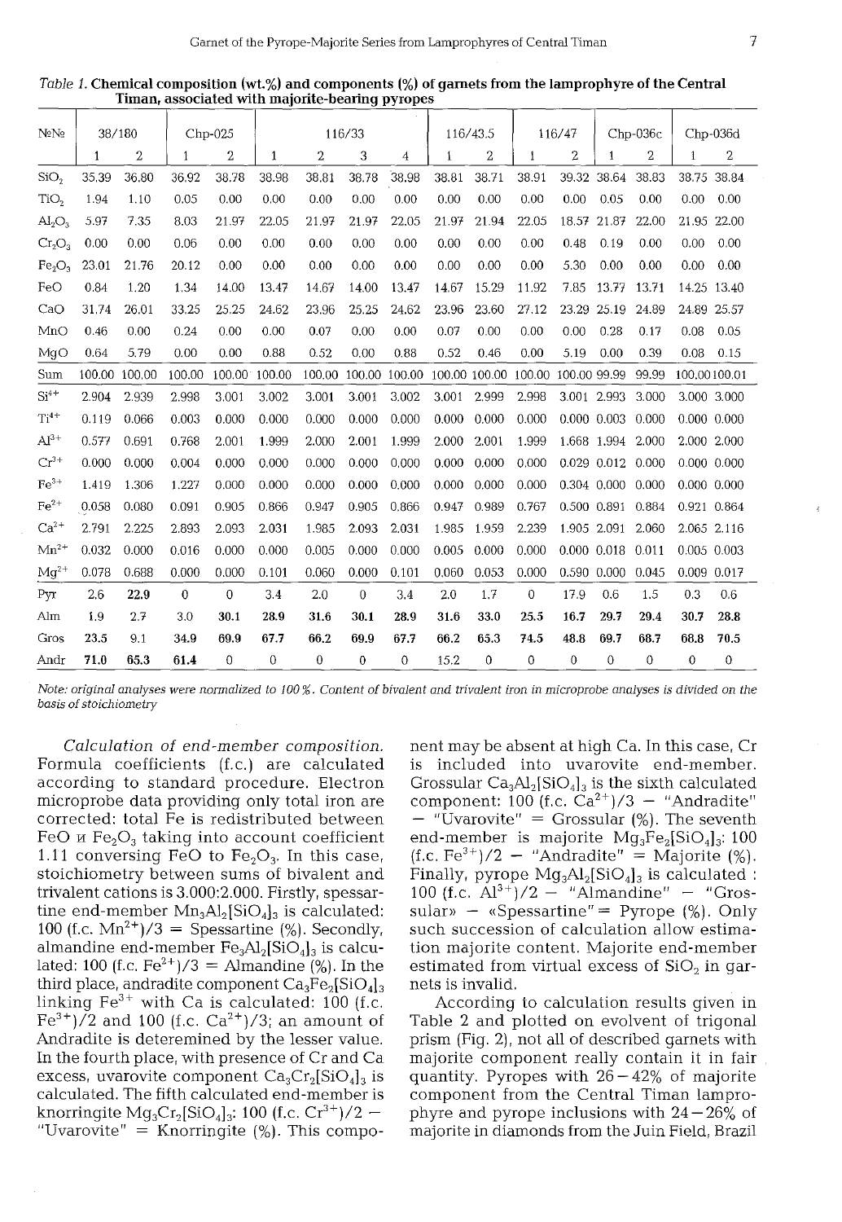*Table 1.* **Chemical composition (wt.%) and components (%) of garnets from the lamprophyre of the Central Timan, associated with majorite-bearing pyropes**

| №№ | 38/180 | | Chp-025 | | 116/33 | | | | 116/43.5 | | 116/47 | | Chp-036c | | Chp-036d | |
|---|---|---|---|---|---|---|---|---|---|---|---|---|---|---|---|---|
| | 1 | 2 | 1 | 2 | 1 | 2 | 3 | 4 | 1 | 2 | 1 | 2 | 1 | 2 | 1 | 2 |
| $SiO_2$ | 35.39 | 36.80 | 36.92 | 38.78 | 38.98 | 38.81 | 38.78 | 38.98 | 38.81 | 38.71 | 38.91 | 39.32 | 38.64 | 38.83 | 38.75 | 38.84 |
| $TiO_2$ | 1.94 | 1.10 | 0.05 | 0.00 | 0.00 | 0.00 | 0.00 | 0.00 | 0.00 | 0.00 | 0.00 | 0.00 | 0.05 | 0.00 | 0.00 | 0.00 |
| $Al_2O_3$ | 5.97 | 7.35 | 8.03 | 21.97 | 22.05 | 21.97 | 21.97 | 22.05 | 21.97 | 21.94 | 22.05 | 18.57 | 21.87 | 22.00 | 21.95 | 22.00 |
| $Cr_2O_3$ | 0.00 | 0.00 | 0.06 | 0.00 | 0.00 | 0.00 | 0.00 | 0.00 | 0.00 | 0.00 | 0.00 | 0.48 | 0.19 | 0.00 | 0.00 | 0.00 |
| $Fe_2O_3$ | 23.01 | 21.76 | 20.12 | 0.00 | 0.00 | 0.00 | 0.00 | 0.00 | 0.00 | 0.00 | 0.00 | 5.30 | 0.00 | 0.00 | 0.00 | 0.00 |
| FeO | 0.84 | 1.20 | 1.34 | 14.00 | 13.47 | 14.67 | 14.00 | 13.47 | 14.67 | 15.29 | 11.92 | 7.85 | 13.77 | 13.71 | 14.25 | 13.40 |
| CaO | 31.74 | 26.01 | 33.25 | 25.25 | 24.62 | 23.96 | 25.25 | 24.62 | 23.96 | 23.60 | 27.12 | 23.29 | 25.19 | 24.89 | 24.89 | 25.57 |
| MnO | 0.46 | 0.00 | 0.24 | 0.00 | 0.00 | 0.07 | 0.00 | 0.00 | 0.07 | 0.00 | 0.00 | 0.00 | 0.28 | 0.17 | 0.08 | 0.05 |
| MgO | 0.64 | 5.79 | 0.00 | 0.00 | 0.88 | 0.52 | 0.00 | 0.88 | 0.52 | 0.46 | 0.00 | 5.19 | 0.00 | 0.39 | 0.08 | 0.15 |
| Sum | 100.00 | 100.00 | 100.00 | 100.00 | 100.00 | 100.00 | 100.00 | 100.00 | 100.00 | 100.00 | 100.00 | 100.00 | 99.99 | 99.99 | 100.00 | 100.01 |
| $Si^{4+}$ | 2.904 | 2.939 | 2.998 | 3.001 | 3.002 | 3.001 | 3.001 | 3.002 | 3.001 | 2.999 | 2.998 | 3.001 | 2.993 | 3.000 | 3.000 | 3.000 |
| $Ti^{4+}$ | 0.119 | 0.066 | 0.003 | 0.000 | 0.000 | 0.000 | 0.000 | 0.000 | 0.000 | 0.000 | 0.000 | 0.000 | 0.003 | 0.000 | 0.000 | 0.000 |
| $Al^{3+}$ | 0.577 | 0.691 | 0.768 | 2.001 | 1.999 | 2.000 | 2.001 | 1.999 | 2.000 | 2.001 | 1.999 | 1.668 | 1.994 | 2.000 | 2.000 | 2.000 |
| $Cr^{3+}$ | 0.000 | 0.000 | 0.004 | 0.000 | 0.000 | 0.000 | 0.000 | 0.000 | 0.000 | 0.000 | 0.000 | 0.029 | 0.012 | 0.000 | 0.000 | 0.000 |
| $Fe^{3+}$ | 1.419 | 1.306 | 1.227 | 0.000 | 0.000 | 0.000 | 0.000 | 0.000 | 0.000 | 0.000 | 0.000 | 0.304 | 0.000 | 0.000 | 0.000 | 0.000 |
| $Fe^{2+}$ | 0.058 | 0.080 | 0.091 | 0.905 | 0.866 | 0.947 | 0.905 | 0.866 | 0.947 | 0.989 | 0.767 | 0.500 | 0.891 | 0.884 | 0.921 | 0.864 |
| $Ca^{2+}$ | 2.791 | 2.225 | 2.893 | 2.093 | 2.031 | 1.985 | 2.093 | 2.031 | 1.985 | 1.959 | 2.239 | 1.905 | 2.091 | 2.060 | 2.065 | 2.116 |
| $Mn^{2+}$ | 0.032 | 0.000 | 0.016 | 0.000 | 0.000 | 0.005 | 0.000 | 0.000 | 0.005 | 0.000 | 0.000 | 0.000 | 0.018 | 0.011 | 0.005 | 0.003 |
| $Mg^{2+}$ | 0.078 | 0.688 | 0.000 | 0.000 | 0.101 | 0.060 | 0.000 | 0.101 | 0.060 | 0.053 | 0.000 | 0.590 | 0.000 | 0.045 | 0.009 | 0.017 |
| Pyr | 2.6 | **22.9** | 0 | 0 | 3.4 | 2.0 | 0 | 3.4 | 2.0 | 1.7 | 0 | 17.9 | 0.6 | 1.5 | 0.3 | 0.6 |
| Alm | 1.9 | 2.7 | 3.0 | **30.1** | 28.9 | 31.6 | 30.1 | 28.9 | 31.6 | 33.0 | 25.5 | 16.7 | 29.7 | 29.4 | 30.7 | 28.8 |
| Gros | 23.5 | 9.1 | 34.9 | **69.9** | **67.7** | **66.2** | **69.9** | **67.7** | **66.2** | **65.3** | **74.5** | **48.8** | **69.7** | **68.7** | **68.8** | **70.5** |
| Andr | **71.0** | **65.3** | **61.4** | 0 | 0 | 0 | 0 | 0 | 15.2 | 0 | 0 | 0 | 0 | 0 | 0 | 0 |

*Note: original analyses were normalized to 100%. Content of bivalent and trivalent iron in microprobe analyses is divided on the basis of stoichiometry*

*Calculation of end-member composition.* Formula coefficients (f.c.) are calculated according to standard procedure. Electron microprobe data providing only total iron are corrected: total Fe is redistributed between FeO и $Fe_2O_3$ taking into account coefficient 1.11 conversing FeO to $Fe_2O_3$. In this case, stoichiometry between sums of bivalent and trivalent cations is 3.000:2.000. Firstly, spessartine end-member $Mn_3Al_2[SiO_4]_3$ is calculated: 100 (f.c. $Mn^{2+}$)/3 = Spessartine (%). Secondly, almandine end-member $Fe_3Al_2[SiO_4]_3$ is calculated: 100 (f.c. $Fe^{2+}$)/3 = Almandine (%). In the third place, andradite component $Ca_3Fe_2[SiO_4]_3$ linking $Fe^{3+}$ with Ca is calculated: 100 (f.c. $Fe^{3+}$)/2 and 100 (f.c. $Ca^{2+}$)/3; an amount of Andradite is deteremined by the lesser value. In the fourth place, with presence of Cr and Ca excess, uvarovite component $Ca_3Cr_2[SiO_4]_3$ is calculated. The fifth calculated end-member is knorringite $Mg_3Cr_2[SiO_4]_3$: 100 (f.c. $Cr^{3+}$)/2 – "Uvarovite" = Knorringite (%). This component may be absent at high Ca. In this case, Cr is included into uvarovite end-member. Grossular $Ca_3Al_2[SiO_4]_3$ is the sixth calculated component: 100 (f.c. $Ca^{2+}$)/3 – "Andradite" – "Uvarovite" = Grossular (%). The seventh end-member is majorite $Mg_3Fe_2[SiO_4]_3$: 100 (f.c. $Fe^{3+}$)/2 – "Andradite" = Majorite (%). Finally, pyrope $Mg_3Al_2[SiO_4]_3$ is calculated : 100 (f.c. $Al^{3+}$)/2 – "Almandine" – "Grossular» – «Spessartine"= Pyrope (%). Only such succession of calculation allow estimation majorite content. Majorite end-member estimated from virtual excess of $SiO_2$ in garnets is invalid.

According to calculation results given in Table 2 and plotted on evolvent of trigonal prism (Fig. 2), not all of described garnets with majorite component really contain it in fair quantity. Pyropes with 26–42% of majorite component from the Central Timan lamprophyre and pyrope inclusions with 24–26% of majorite in diamonds from the Juin Field, Brazil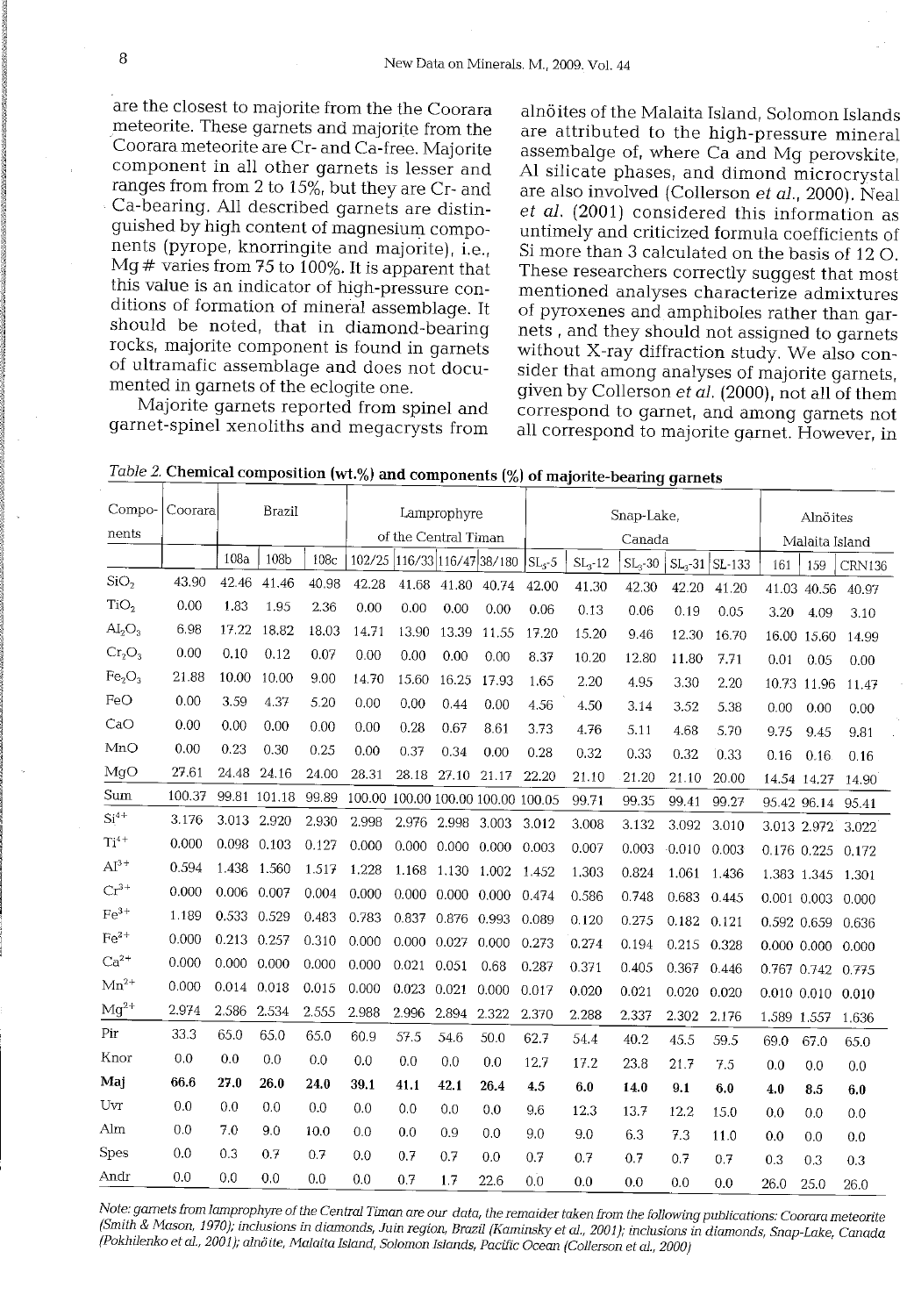are the closest to majorite from the the Coorara meteorite. These garnets and majorite from the Coorara meteorite are Cr- and Ca-free. Majorite component in all other garnets is lesser and ranges from from 2 to 15%, but they are Cr- and Ca-bearing. All described garnets are distinguished by high content of magnesium components (pyrope, knorringite and majorite), i.e., Mg # varies from 75 to 100%. It is apparent that this value is an indicator of high-pressure conditions of formation of mineral assemblage. It should be noted, that in diamond-bearing rocks, majorite component is found in garnets of ultramafic assemblage and does not documented in garnets of the eclogite one.

Majorite garnets reported from spinel and garnet-spinel xenoliths and megacrysts from alnöites of the Malaita Island, Solomon Islands are attributed to the high-pressure mineral assembalge of, where Ca and Mg perovskite, Al silicate phases, and dimond microcrystal are also involved (Collerson *et al.*, 2000). Neal *et al.* (2001) considered this information as untimely and criticized formula coefficients of Si more than 3 calculated on the basis of 12 O. These researchers correctly suggest that most mentioned analyses characterize admixtures of pyroxenes and amphiboles rather than garnets , and they should not assigned to garnets without X-ray diffraction study. We also consider that among analyses of majorite garnets, given by Collerson *et al.* (2000), not all of them correspond to garnet, and among garnets not all correspond to majorite garnet. However, in

*Table 2.* **Chemical composition (wt.%) and components (%) of majorite-bearing garnets**

| Components | Coorara | Brazil | | | Lamprophyre of the Central Timan | | | | Snap-Lake, Canada | | | | | Alnöites Malaita Island | | |
|---|---|---|---|---|---|---|---|---|---|---|---|---|---|---|---|---|
| | | 108a | 108b | 108c | 102/25 | 116/33 | 116/47 | 38/180 | $SL_3$-5 | $SL_3$-12 | $SL_3$-30 | $SL_3$-31 | SL-133 | 161 | 159 | CRN136 |
| $SiO_2$ | 43.90 | 42.46 | 41.46 | 40.98 | 42.28 | 41.68 | 41.80 | 40.74 | 42.00 | 41.30 | 42.30 | 42.20 | 41.20 | 41.03 | 40.56 | 40.97 |
| $TiO_2$ | 0.00 | 1.83 | 1.95 | 2.36 | 0.00 | 0.00 | 0.00 | 0.00 | 0.06 | 0.13 | 0.06 | 0.19 | 0.05 | 3.20 | 4.09 | 3.10 |
| $Al_2O_3$ | 6.98 | 17.22 | 18.82 | 18.03 | 14.71 | 13.90 | 13.39 | 11.55 | 17.20 | 15.20 | 9.46 | 12.30 | 16.70 | 16.00 | 15.60 | 14.99 |
| $Cr_2O_3$ | 0.00 | 0.10 | 0.12 | 0.07 | 0.00 | 0.00 | 0.00 | 0.00 | 8.37 | 10.20 | 12.80 | 11.80 | 7.71 | 0.01 | 0.05 | 0.00 |
| $Fe_2O_3$ | 21.88 | 10.00 | 10.00 | 9.00 | 14.70 | 15.60 | 16.25 | 17.93 | 1.65 | 2.20 | 4.95 | 3.30 | 2.20 | 10.73 | 11.96 | 11.47 |
| FeO | 0.00 | 3.59 | 4.37 | 5.20 | 0.00 | 0.00 | 0.44 | 0.00 | 4.56 | 4.50 | 3.14 | 3.52 | 5.38 | 0.00 | 0.00 | 0.00 |
| CaO | 0.00 | 0.00 | 0.00 | 0.00 | 0.00 | 0.28 | 0.67 | 8.61 | 3.73 | 4.76 | 5.11 | 4.68 | 5.70 | 9.75 | 9.45 | 9.81 |
| MnO | 0.00 | 0.23 | 0.30 | 0.25 | 0.00 | 0.37 | 0.34 | 0.00 | 0.28 | 0.32 | 0.33 | 0.32 | 0.33 | 0.16 | 0.16 | 0.16 |
| MgO | 27.61 | 24.48 | 24.16 | 24.00 | 28.31 | 28.18 | 27.10 | 21.17 | 22.20 | 21.10 | 21.20 | 21.10 | 20.00 | 14.54 | 14.27 | 14.90 |
| Sum | 100.37 | 99.81 | 101.18 | 99.89 | 100.00 | 100.00 | 100.00 | 100.00 | 100.05 | 99.71 | 99.35 | 99.41 | 99.27 | 95.42 | 96.14 | 95.41 |
| $Si^{4+}$ | 3.176 | 3.013 | 2.920 | 2.930 | 2.998 | 2.976 | 2.998 | 3.003 | 3.012 | 3.008 | 3.132 | 3.092 | 3.010 | 3.013 | 2.972 | 3.022 |
| $Ti^{4+}$ | 0.000 | 0.098 | 0.103 | 0.127 | 0.000 | 0.000 | 0.000 | 0.000 | 0.003 | 0.007 | 0.003 | 0.010 | 0.003 | 0.176 | 0.225 | 0.172 |
| $Al^{3+}$ | 0.594 | 1.438 | 1.560 | 1.517 | 1.228 | 1.168 | 1.130 | 1.002 | 1.452 | 1.303 | 0.824 | 1.061 | 1.436 | 1.383 | 1.345 | 1.301 |
| $Cr^{3+}$ | 0.000 | 0.006 | 0.007 | 0.004 | 0.000 | 0.000 | 0.000 | 0.000 | 0.474 | 0.586 | 0.748 | 0.683 | 0.445 | 0.001 | 0.003 | 0.000 |
| $Fe^{3+}$ | 1.189 | 0.533 | 0.529 | 0.483 | 0.783 | 0.837 | 0.876 | 0.993 | 0.089 | 0.120 | 0.275 | 0.182 | 0.121 | 0.592 | 0.659 | 0.636 |
| $Fe^{2+}$ | 0.000 | 0.213 | 0.257 | 0.310 | 0.000 | 0.000 | 0.027 | 0.000 | 0.273 | 0.274 | 0.194 | 0.215 | 0.328 | 0.000 | 0.000 | 0.000 |
| $Ca^{2+}$ | 0.000 | 0.000 | 0.000 | 0.000 | 0.000 | 0.021 | 0.051 | 0.68 | 0.287 | 0.371 | 0.405 | 0.367 | 0.446 | 0.767 | 0.742 | 0.775 |
| $Mn^{2+}$ | 0.000 | 0.014 | 0.018 | 0.015 | 0.000 | 0.023 | 0.021 | 0.000 | 0.017 | 0.020 | 0.021 | 0.020 | 0.020 | 0.010 | 0.010 | 0.010 |
| $Mg^{2+}$ | 2.974 | 2.586 | 2.534 | 2.555 | 2.988 | 2.996 | 2.894 | 2.322 | 2.370 | 2.288 | 2.337 | 2.302 | 2.176 | 1.589 | 1.557 | 1.636 |
| Pir | 33.3 | 65.0 | 65.0 | 65.0 | 60.9 | 57.5 | 54.6 | 50.0 | 62.7 | 54.4 | 40.2 | 45.5 | 59.5 | 69.0 | 67.0 | 65.0 |
| Knor | 0.0 | 0.0 | 0.0 | 0.0 | 0.0 | 0.0 | 0.0 | 0.0 | 12.7 | 17.2 | 23.8 | 21.7 | 7.5 | 0.0 | 0.0 | 0.0 |
| **Maj** | **66.6** | **27.0** | **26.0** | **24.0** | **39.1** | **41.1** | **42.1** | **26.4** | **4.5** | **6.0** | **14.0** | **9.1** | **6.0** | **4.0** | **8.5** | **6.0** |
| Uvr | 0.0 | 0.0 | 0.0 | 0.0 | 0.0 | 0.0 | 0.0 | 0.0 | 9.6 | 12.3 | 13.7 | 12.2 | 15.0 | 0.0 | 0.0 | 0.0 |
| Alm | 0.0 | 7.0 | 9.0 | 10.0 | 0.0 | 0.0 | 0.9 | 0.0 | 9.0 | 9.0 | 6.3 | 7.3 | 11.0 | 0.0 | 0.0 | 0.0 |
| Spes | 0.0 | 0.3 | 0.7 | 0.7 | 0.0 | 0.7 | 0.7 | 0.0 | 0.7 | 0.7 | 0.7 | 0.7 | 0.7 | 0.3 | 0.3 | 0.3 |
| Andr | 0.0 | 0.0 | 0.0 | 0.0 | 0.0 | 0.7 | 1.7 | 22.6 | 0.0 | 0.0 | 0.0 | 0.0 | 0.0 | 26.0 | 25.0 | 26.0 |

*Note: garnets from lamprophyre of the Central Timan are our data, the remaider taken from the following publications: Coorara meteorite (Smith & Mason, 1970); inclusions in diamonds, Juin region, Brazil (Kaminsky et al., 2001); inclusions in diamonds, Snap-Lake, Canada (Pokhilenko et al., 2001); alnöite, Malaita Island, Solomon Islands, Pacific Ocean (Collerson et al., 2000)*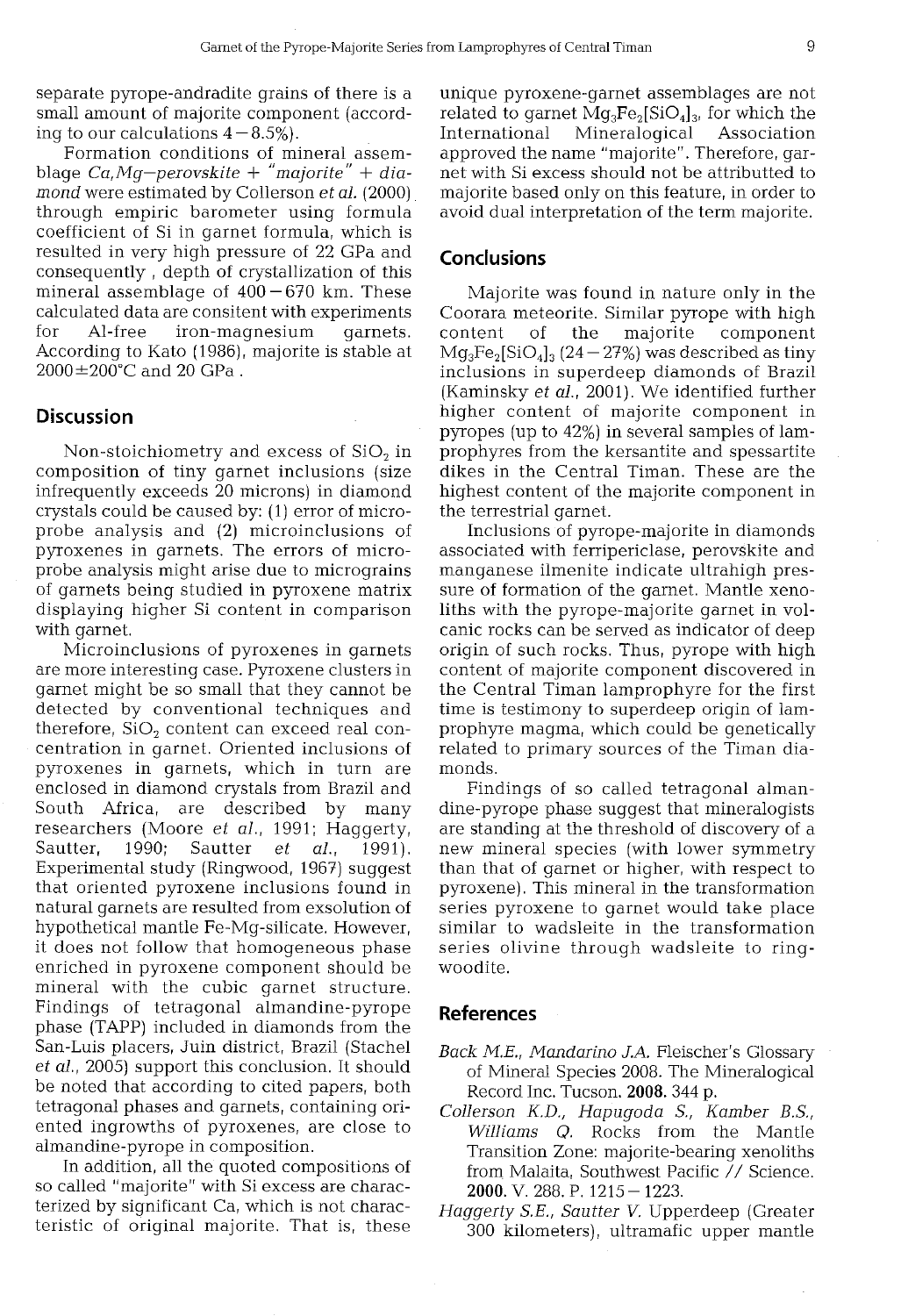separate pyrope-andradite grains of there is a small amount of majorite component (according to our calculations 4 – 8.5%).

Formation conditions of mineral assemblage *Ca,Mg–perovskite + "majorite" + diamond* were estimated by Collerson *et al.* (2000) through empiric barometer using formula coefficient of Si in garnet formula, which is resulted in very high pressure of 22 GPa and consequently , depth of crystallization of this mineral assemblage of 400 – 670 km. These calculated data are consitent with experiments for Al-free iron-magnesium garnets. According to Kato (1986), majorite is stable at 2000±200°C and 20 GPa .

## Discussion

Non-stoichiometry and excess of $SiO_2$ in composition of tiny garnet inclusions (size infrequently exceeds 20 microns) in diamond crystals could be caused by: (1) error of microprobe analysis and (2) microinclusions of pyroxenes in garnets. The errors of microprobe analysis might arise due to micrograins of garnets being studied in pyroxene matrix displaying higher Si content in comparison with garnet.

Microinclusions of pyroxenes in garnets are more interesting case. Pyroxene clusters in garnet might be so small that they cannot be detected by conventional techniques and therefore, $SiO_2$ content can exceed real concentration in garnet. Oriented inclusions of pyroxenes in garnets, which in turn are enclosed in diamond crystals from Brazil and South Africa, are described by many researchers (Moore *et al.*, 1991; Haggerty, Sautter, 1990; Sautter *et al.*, 1991). Experimental study (Ringwood, 1967) suggest that oriented pyroxene inclusions found in natural garnets are resulted from exsolution of hypothetical mantle Fe-Mg-silicate. However, it does not follow that homogeneous phase enriched in pyroxene component should be mineral with the cubic garnet structure. Findings of tetragonal almandine-pyrope phase (TAPP) included in diamonds from the San-Luis placers, Juin district, Brazil (Stachel *et al.*, 2005) support this conclusion. It should be noted that according to cited papers, both tetragonal phases and garnets, containing oriented ingrowths of pyroxenes, are close to almandine-pyrope in composition.

In addition, all the quoted compositions of so called "majorite" with Si excess are characterized by significant Ca, which is not characteristic of original majorite. That is, these unique pyroxene-garnet assemblages are not related to garnet $Mg_3Fe_2[SiO_4]_3$, for which the International Mineralogical Association approved the name "majorite". Therefore, garnet with Si excess should not be attributted to majorite based only on this feature, in order to avoid dual interpretation of the term majorite.

## Conclusions

Majorite was found in nature only in the Coorara meteorite. Similar pyrope with high content of the majorite component $Mg_3Fe_2[SiO_4]_3$ (24 – 27%) was described as tiny inclusions in superdeep diamonds of Brazil (Kaminsky *et al.*, 2001). We identified further higher content of majorite component in pyropes (up to 42%) in several samples of lamprophyres from the kersantite and spessartite dikes in the Central Timan. These are the highest content of the majorite component in the terrestrial garnet.

Inclusions of pyrope-majorite in diamonds associated with ferripericlase, perovskite and manganese ilmenite indicate ultrahigh pressure of formation of the garnet. Mantle xenoliths with the pyrope-majorite garnet in volcanic rocks can be served as indicator of deep origin of such rocks. Thus, pyrope with high content of majorite component discovered in the Central Timan lamprophyre for the first time is testimony to superdeep origin of lamprophyre magma, which could be genetically related to primary sources of the Timan diamonds.

Findings of so called tetragonal almandine-pyrope phase suggest that mineralogists are standing at the threshold of discovery of a new mineral species (with lower symmetry than that of garnet or higher, with respect to pyroxene). This mineral in the transformation series pyroxene to garnet would take place similar to wadsleite in the transformation series olivine through wadsleite to ringwoodite.

## References

*Back M.E., Mandarino J.A.* Fleischer's Glossary of Mineral Species 2008. The Mineralogical Record Inc. Tucson. **2008.** 344 p.

*Collerson K.D., Hapugoda S., Kamber B.S., Williams Q.* Rocks from the Mantle Transition Zone: majorite-bearing xenoliths from Malaita, Southwest Pacific // Science. **2000.** V. 288. P. 1215 – 1223.

*Haggerty S.E., Sautter V.* Upperdeep (Greater 300 kilometers), ultramafic upper mantle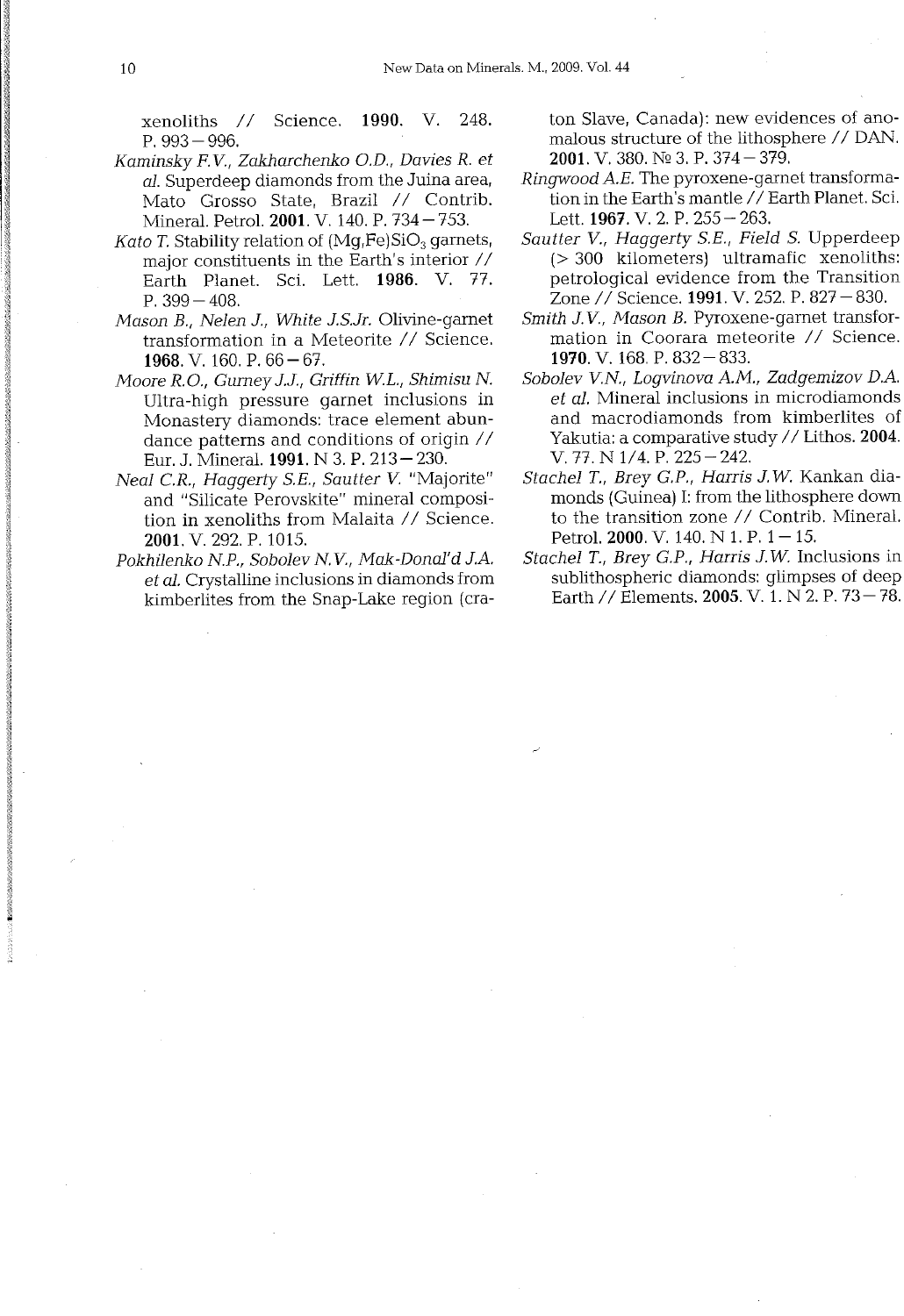xenoliths // Science. **1990**. V. 248. P. 993 – 996.

*Kaminsky F.V., Zakharchenko O.D., Davies R. et al.* Superdeep diamonds from the Juina area, Mato Grosso State, Brazil // Contrib. Mineral. Petrol. **2001**. V. 140. P. 734 – 753.

*Kato T.* Stability relation of $(Mg,Fe)SiO_3$ garnets, major constituents in the Earth's interior // Earth Planet. Sci. Lett. **1986**. V. 77. P. 399 – 408.

*Mason B., Nelen J., White J.S.Jr.* Olivine-garnet transformation in a Meteorite // Science. **1968**. V. 160. P. 66 – 67.

*Moore R.O., Gurney J.J., Griffin W.L., Shimisu N.* Ultra-high pressure garnet inclusions in Monastery diamonds: trace element abundance patterns and conditions of origin // Eur. J. Mineral. **1991**. N 3. P. 213 – 230.

*Neal C.R., Haggerty S.E., Sautter V.* "Majorite" and "Silicate Perovskite" mineral composition in xenoliths from Malaita // Science. **2001**. V. 292. P. 1015.

*Pokhilenko N.P., Sobolev N.V., Mak-Donal'd J.A. et al.* Crystalline inclusions in diamonds from kimberlites from the Snap-Lake region (craton Slave, Canada): new evidences of anomalous structure of the lithosphere // DAN. **2001**. V. 380. № 3. P. 374 – 379.

*Ringwood A.E.* The pyroxene-garnet transformation in the Earth's mantle // Earth Planet. Sci. Lett. **1967**. V. 2. P. 255 – 263.

*Sautter V., Haggerty S.E., Field S.* Upperdeep (> 300 kilometers) ultramafic xenoliths: petrological evidence from the Transition Zone // Science. **1991**. V. 252. P. 827 – 830.

*Smith J.V., Mason B.* Pyroxene-garnet transformation in Coorara meteorite // Science. **1970**. V. 168. P. 832 – 833.

*Sobolev V.N., Logvinova A.M., Zadgemizov D.A. et al.* Mineral inclusions in microdiamonds and macrodiamonds from kimberlites of Yakutia: a comparative study // Lithos. **2004**. V. 77. N 1/4. P. 225 – 242.

*Stachel T., Brey G.P., Harris J.W.* Kankan diamonds (Guinea) I: from the lithosphere down to the transition zone // Contrib. Mineral. Petrol. **2000**. V. 140. N 1. P. 1 – 15.

*Stachel T., Brey G.P., Harris J.W.* Inclusions in sublithospheric diamonds: glimpses of deep Earth // Elements. **2005**. V. 1. N 2. P. 73 – 78.